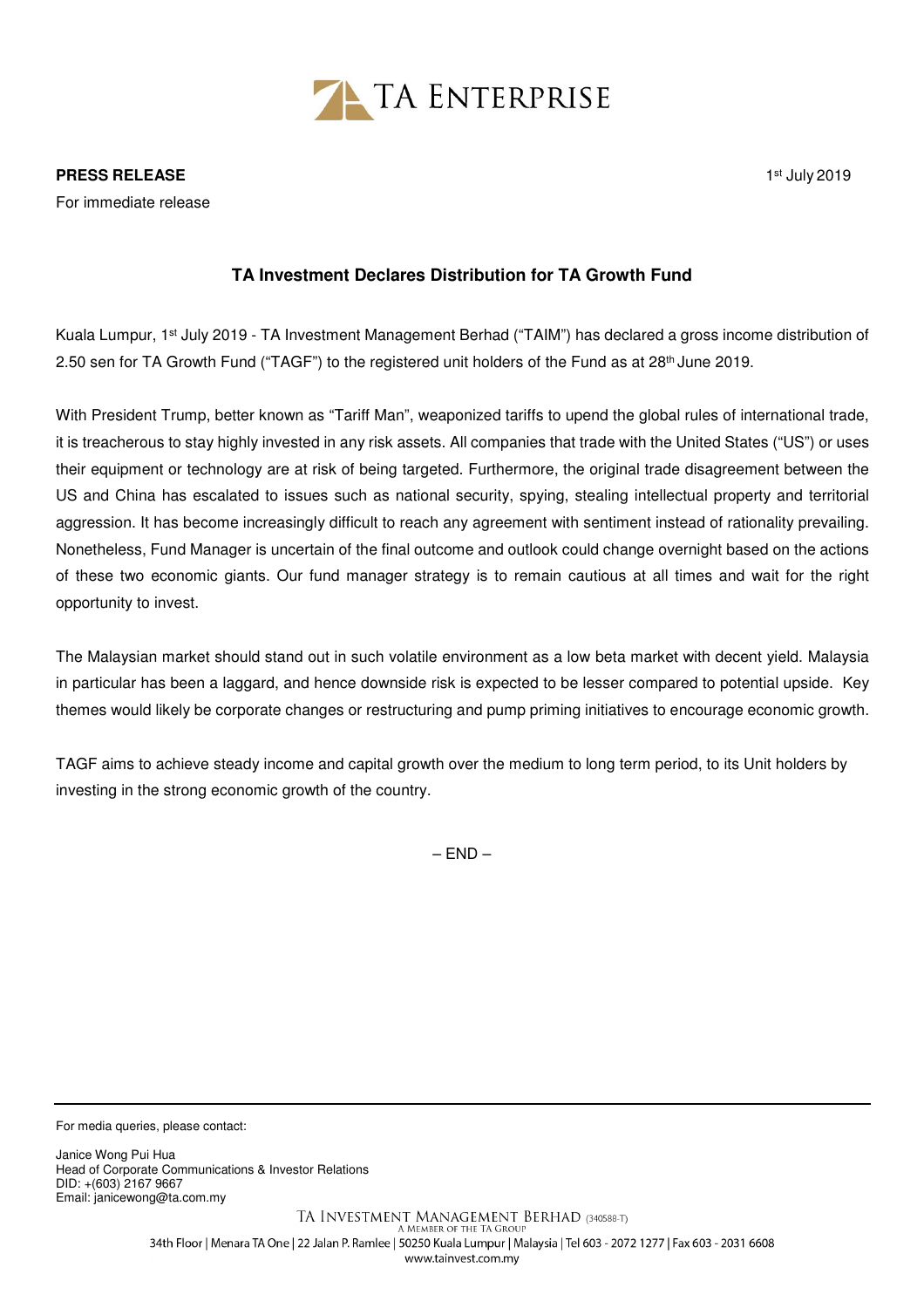TA ENTERPRISE

**PRESS RELEASE**

For immediate release

1st July 2019

## TA Investment Declares Distribution for TA Growth Fund

Kuala Lumpur, 1st July 2019 - TA Investment Management Berhad ("TAIM") has declared a gross income distribution of 2.50 sen for TA Growth Fund ("TAGF") to the registered unit holders of the Fund as at 28th June 2019.

With President Trump, better known as "Tariff Man", weaponized tariffs to upend the global rules of international trade, it is treacherous to stay highly invested in any risk assets. All companies that trade with the United States ("US") or uses their equipment or technology are at risk of being targeted. Furthermore, the original trade disagreement between the US and China has escalated to issues such as national security, spying, stealing intellectual property and territorial aggression. It has become increasingly difficult to reach any agreement with sentiment instead of rationality prevailing. Nonetheless, Fund Manager is uncertain of the final outcome and outlook could change overnight based on the actions of these two economic giants. Our fund manager strategy is to remain cautious at all times and wait for the right opportunity to invest.

The Malaysian market should stand out in such volatile environment as a low beta market with decent yield. Malaysia in particular has been a laggard, and hence downside risk is expected to be lesser compared to potential upside. Key themes would likely be corporate changes or restructuring and pump priming initiatives to encourage economic growth.

TAGF aims to achieve steady income and capital growth over the medium to long term period, to its Unit holders by investing in the strong economic growth of the country.

– END –

For media queries, please contact:

Janice Wong Pui Hua
Head of Corporate Communications & Investor Relations
DID: +(603) 2167 9667
Email: janicewong@ta.com.my

TA INVESTMENT MANAGEMENT BERHAD (340588-T)
A MEMBER OF THE TA GROUP
34th Floor | Menara TA One | 22 Jalan P. Ramlee | 50250 Kuala Lumpur | Malaysia | Tel 603 - 2072 1277 | Fax 603 - 2031 6608
www.tainvest.com.my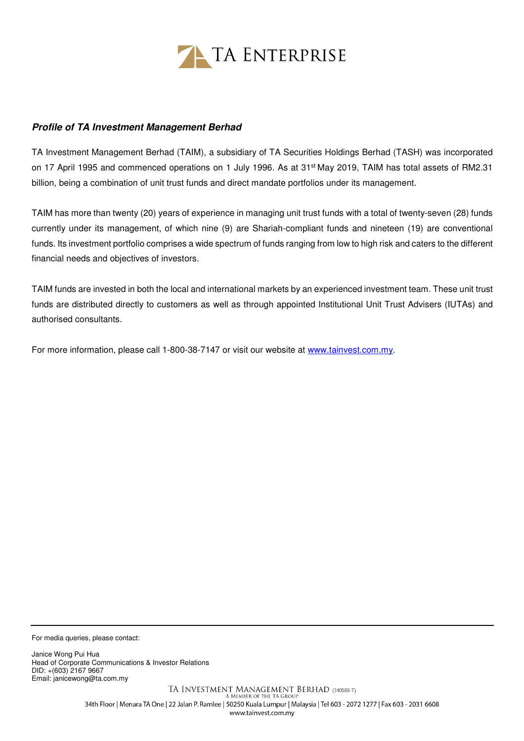***Profile of TA Investment Management Berhad***

TA Investment Management Berhad (TAIM), a subsidiary of TA Securities Holdings Berhad (TASH) was incorporated on 17 April 1995 and commenced operations on 1 July 1996. As at 31st May 2019, TAIM has total assets of RM2.31 billion, being a combination of unit trust funds and direct mandate portfolios under its management.

TAIM has more than twenty (20) years of experience in managing unit trust funds with a total of twenty-seven (28) funds currently under its management, of which nine (9) are Shariah-compliant funds and nineteen (19) are conventional funds. Its investment portfolio comprises a wide spectrum of funds ranging from low to high risk and caters to the different financial needs and objectives of investors.

TAIM funds are invested in both the local and international markets by an experienced investment team. These unit trust funds are distributed directly to customers as well as through appointed Institutional Unit Trust Advisers (IUTAs) and authorised consultants.

For more information, please call 1-800-38-7147 or visit our website at [www.tainvest.com.my](http://www.tainvest.com.my).

---

For media queries, please contact:

Janice Wong Pui Hua
Head of Corporate Communications & Investor Relations
DID: +(603) 2167 9667
Email: janicewong@ta.com.my

TA INVESTMENT MANAGEMENT BERHAD (340588-T)
A MEMBER OF THE TA GROUP
34th Floor | Menara TA One | 22 Jalan P. Ramlee | 50250 Kuala Lumpur | Malaysia | Tel 603 - 2072 1277 | Fax 603 - 2031 6608
www.tainvest.com.my